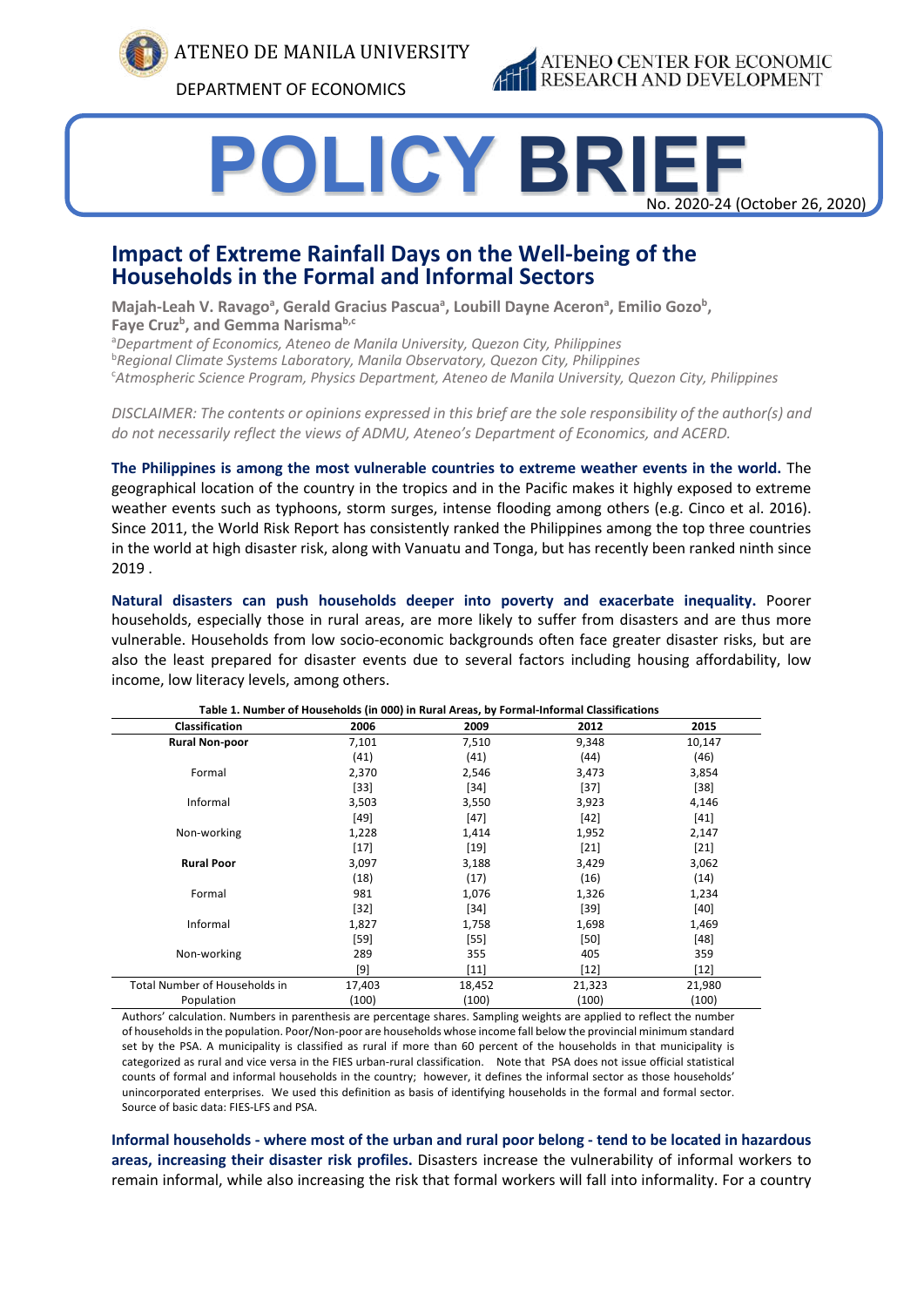ATENEO DE MANILA UNIVERSITY

DEPARTMENT OF ECONOMICS

ATENEO CENTER FOR ECONOMIC RESEARCH AND DEVELOPMENT

# POLICY BRIEF

No. 2020-24 (October 26, 2020)

## Impact of Extreme Rainfall Days on the Well-being of the Households in the Formal and Informal Sectors

**Majah-Leah V. Ravago[a], Gerald Gracius Pascua[a], Loubill Dayne Aceron[a], Emilio Gozo[b], Faye Cruz[b], and Gemma Narisma[b,c]**

[a]*Department of Economics, Ateneo de Manila University, Quezon City, Philippines*
[b]*Regional Climate Systems Laboratory, Manila Observatory, Quezon City, Philippines*
[c]*Atmospheric Science Program, Physics Department, Ateneo de Manila University, Quezon City, Philippines*

*DISCLAIMER: The contents or opinions expressed in this brief are the sole responsibility of the author(s) and do not necessarily reflect the views of ADMU, Ateneo's Department of Economics, and ACERD.*

**The Philippines is among the most vulnerable countries to extreme weather events in the world.** The geographical location of the country in the tropics and in the Pacific makes it highly exposed to extreme weather events such as typhoons, storm surges, intense flooding among others (e.g. Cinco et al. 2016). Since 2011, the World Risk Report has consistently ranked the Philippines among the top three countries in the world at high disaster risk, along with Vanuatu and Tonga, but has recently been ranked ninth since 2019 .

**Natural disasters can push households deeper into poverty and exacerbate inequality.** Poorer households, especially those in rural areas, are more likely to suffer from disasters and are thus more vulnerable. Households from low socio-economic backgrounds often face greater disaster risks, but are also the least prepared for disaster events due to several factors including housing affordability, low income, low literacy levels, among others.

**Table 1. Number of Households (in 000) in Rural Areas, by Formal-Informal Classifications**

| Classification | 2006 | 2009 | 2012 | 2015 |
|---|---|---|---|---|
| **Rural Non-poor** | 7,101 | 7,510 | 9,348 | 10,147 |
| | (41) | (41) | (44) | (46) |
| Formal | 2,370 | 2,546 | 3,473 | 3,854 |
| | [33] | [34] | [37] | [38] |
| Informal | 3,503 | 3,550 | 3,923 | 4,146 |
| | [49] | [47] | [42] | [41] |
| Non-working | 1,228 | 1,414 | 1,952 | 2,147 |
| | [17] | [19] | [21] | [21] |
| **Rural Poor** | 3,097 | 3,188 | 3,429 | 3,062 |
| | (18) | (17) | (16) | (14) |
| Formal | 981 | 1,076 | 1,326 | 1,234 |
| | [32] | [34] | [39] | [40] |
| Informal | 1,827 | 1,758 | 1,698 | 1,469 |
| | [59] | [55] | [50] | [48] |
| Non-working | 289 | 355 | 405 | 359 |
| | [9] | [11] | [12] | [12] |
| Total Number of Households in Population | 17,403 (100) | 18,452 (100) | 21,323 (100) | 21,980 (100) |

Authors' calculation. Numbers in parenthesis are percentage shares. Sampling weights are applied to reflect the number of households in the population. Poor/Non-poor are households whose income fall below the provincial minimum standard set by the PSA. A municipality is classified as rural if more than 60 percent of the households in that municipality is categorized as rural and vice versa in the FIES urban-rural classification. Note that PSA does not issue official statistical counts of formal and informal households in the country; however, it defines the informal sector as those households' unincorporated enterprises. We used this definition as basis of identifying households in the formal and formal sector. Source of basic data: FIES-LFS and PSA.

**Informal households - where most of the urban and rural poor belong - tend to be located in hazardous areas, increasing their disaster risk profiles.** Disasters increase the vulnerability of informal workers to remain informal, while also increasing the risk that formal workers will fall into informality. For a country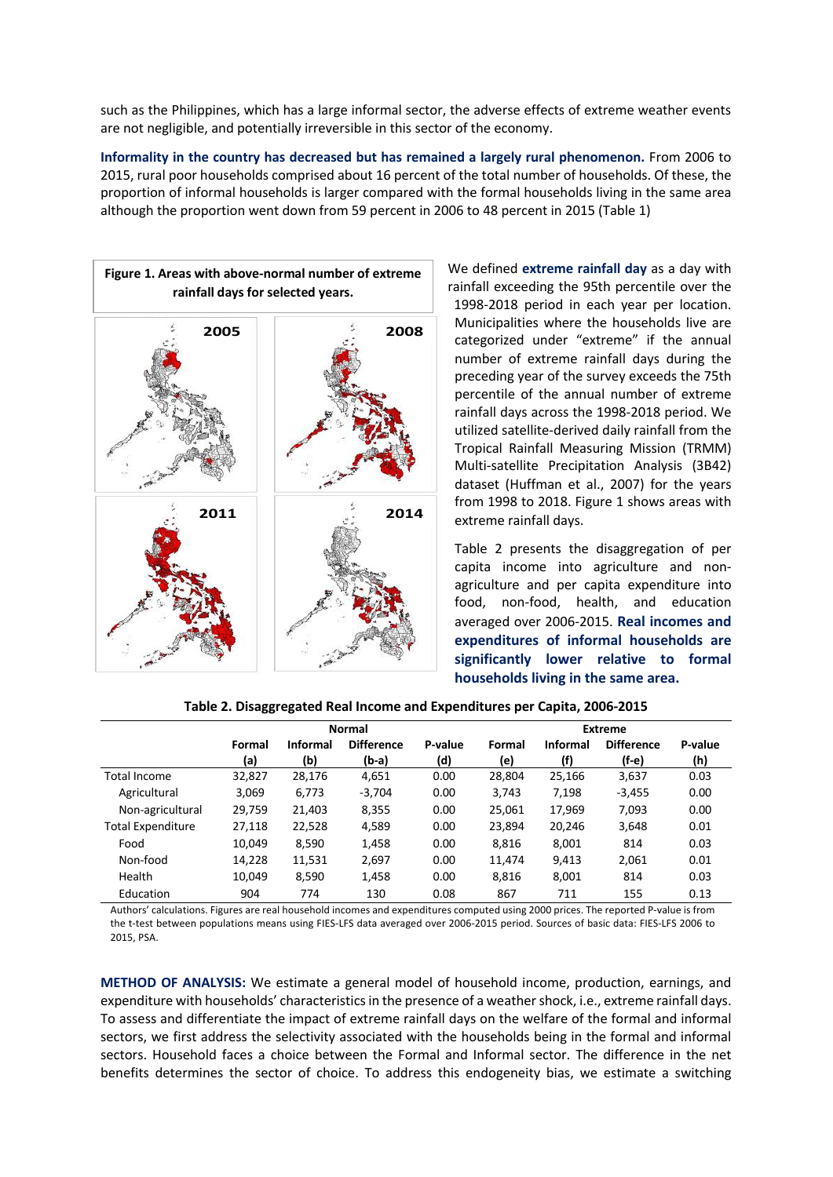such as the Philippines, which has a large informal sector, the adverse effects of extreme weather events are not negligible, and potentially irreversible in this sector of the economy.

**Informality in the country has decreased but has remained a largely rural phenomenon.** From 2006 to 2015, rural poor households comprised about 16 percent of the total number of households. Of these, the proportion of informal households is larger compared with the formal households living in the same area although the proportion went down from 59 percent in 2006 to 48 percent in 2015 (Table 1)

**Figure 1. Areas with above-normal number of extreme rainfall days for selected years.**

We defined **extreme rainfall day** as a day with rainfall exceeding the 95th percentile over the 1998-2018 period in each year per location. Municipalities where the households live are categorized under "extreme" if the annual number of extreme rainfall days during the preceding year of the survey exceeds the 75th percentile of the annual number of extreme rainfall days across the 1998-2018 period. We utilized satellite-derived daily rainfall from the Tropical Rainfall Measuring Mission (TRMM) Multi-satellite Precipitation Analysis (3B42) dataset (Huffman et al., 2007) for the years from 1998 to 2018. Figure 1 shows areas with extreme rainfall days.

Table 2 presents the disaggregation of per capita income into agriculture and non-agriculture and per capita expenditure into food, non-food, health, and education averaged over 2006-2015. **Real incomes and expenditures of informal households are significantly lower relative to formal households living in the same area.**

**Table 2. Disaggregated Real Income and Expenditures per Capita, 2006-2015**

| | Normal | | | | Extreme | | | |
|---|---|---|---|---|---|---|---|---|
| | Formal (a) | Informal (b) | Difference (b-a) | P-value (d) | Formal (e) | Informal (f) | Difference (f-e) | P-value (h) |
| Total Income | 32,827 | 28,176 | 4,651 | 0.00 | 28,804 | 25,166 | 3,637 | 0.03 |
| Agricultural | 3,069 | 6,773 | -3,704 | 0.00 | 3,743 | 7,198 | -3,455 | 0.00 |
| Non-agricultural | 29,759 | 21,403 | 8,355 | 0.00 | 25,061 | 17,969 | 7,093 | 0.00 |
| Total Expenditure | 27,118 | 22,528 | 4,589 | 0.00 | 23,894 | 20,246 | 3,648 | 0.01 |
| Food | 10,049 | 8,590 | 1,458 | 0.00 | 8,816 | 8,001 | 814 | 0.03 |
| Non-food | 14,228 | 11,531 | 2,697 | 0.00 | 11,474 | 9,413 | 2,061 | 0.01 |
| Health | 10,049 | 8,590 | 1,458 | 0.00 | 8,816 | 8,001 | 814 | 0.03 |
| Education | 904 | 774 | 130 | 0.08 | 867 | 711 | 155 | 0.13 |

Authors' calculations. Figures are real household incomes and expenditures computed using 2000 prices. The reported P-value is from the t-test between populations means using FIES-LFS data averaged over 2006-2015 period. Sources of basic data: FIES-LFS 2006 to 2015, PSA.

**METHOD OF ANALYSIS:** We estimate a general model of household income, production, earnings, and expenditure with households' characteristics in the presence of a weather shock, i.e., extreme rainfall days. To assess and differentiate the impact of extreme rainfall days on the welfare of the formal and informal sectors, we first address the selectivity associated with the households being in the formal and informal sectors. Household faces a choice between the Formal and Informal sector. The difference in the net benefits determines the sector of choice. To address this endogeneity bias, we estimate a switching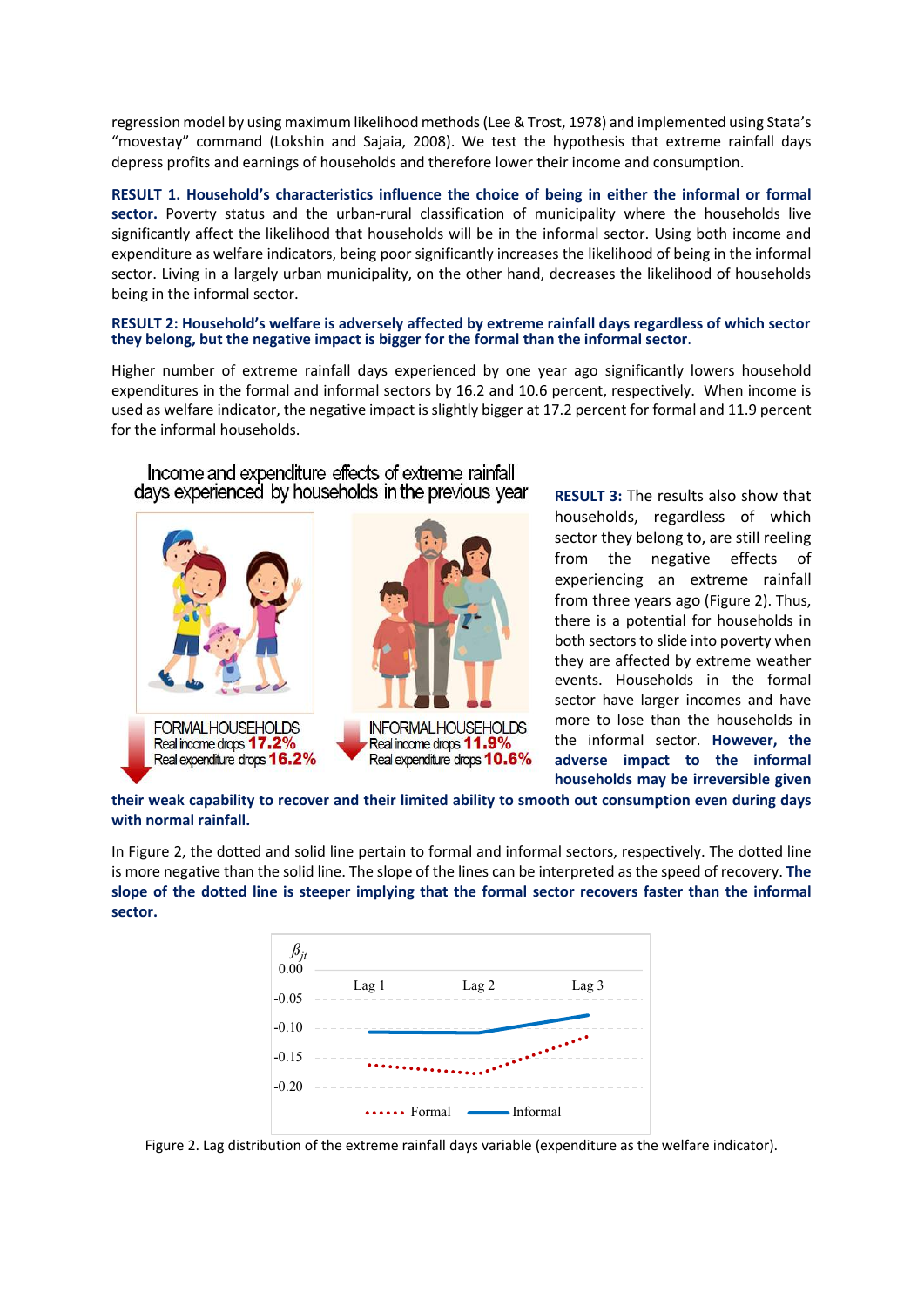regression model by using maximum likelihood methods (Lee & Trost, 1978) and implemented using Stata's "movestay" command (Lokshin and Sajaia, 2008). We test the hypothesis that extreme rainfall days depress profits and earnings of households and therefore lower their income and consumption.

**RESULT 1. Household's characteristics influence the choice of being in either the informal or formal sector.** Poverty status and the urban-rural classification of municipality where the households live significantly affect the likelihood that households will be in the informal sector. Using both income and expenditure as welfare indicators, being poor significantly increases the likelihood of being in the informal sector. Living in a largely urban municipality, on the other hand, decreases the likelihood of households being in the informal sector.

**RESULT 2: Household's welfare is adversely affected by extreme rainfall days regardless of which sector they belong, but the negative impact is bigger for the formal than the informal sector.**

Higher number of extreme rainfall days experienced by one year ago significantly lowers household expenditures in the formal and informal sectors by 16.2 and 10.6 percent, respectively. When income is used as welfare indicator, the negative impact is slightly bigger at 17.2 percent for formal and 11.9 percent for the informal households.

Income and expenditure effects of extreme rainfall days experienced by households in the previous year

FORMAL HOUSEHOLDS
Real income drops **17.2%**
Real expenditure drops **16.2%**

INFORMAL HOUSEHOLDS
Real income drops **11.9%**
Real expenditure drops **10.6%**

**RESULT 3:** The results also show that households, regardless of which sector they belong to, are still reeling from the negative effects of experiencing an extreme rainfall from three years ago (Figure 2). Thus, there is a potential for households in both sectors to slide into poverty when they are affected by extreme weather events. Households in the formal sector have larger incomes and have more to lose than the households in the informal sector. **However, the adverse impact to the informal households may be irreversible given their weak capability to recover and their limited ability to smooth out consumption even during days with normal rainfall.**

In Figure 2, the dotted and solid line pertain to formal and informal sectors, respectively. The dotted line is more negative than the solid line. The slope of the lines can be interpreted as the speed of recovery. **The slope of the dotted line is steeper implying that the formal sector recovers faster than the informal sector.**

Figure 2. Lag distribution of the extreme rainfall days variable (expenditure as the welfare indicator).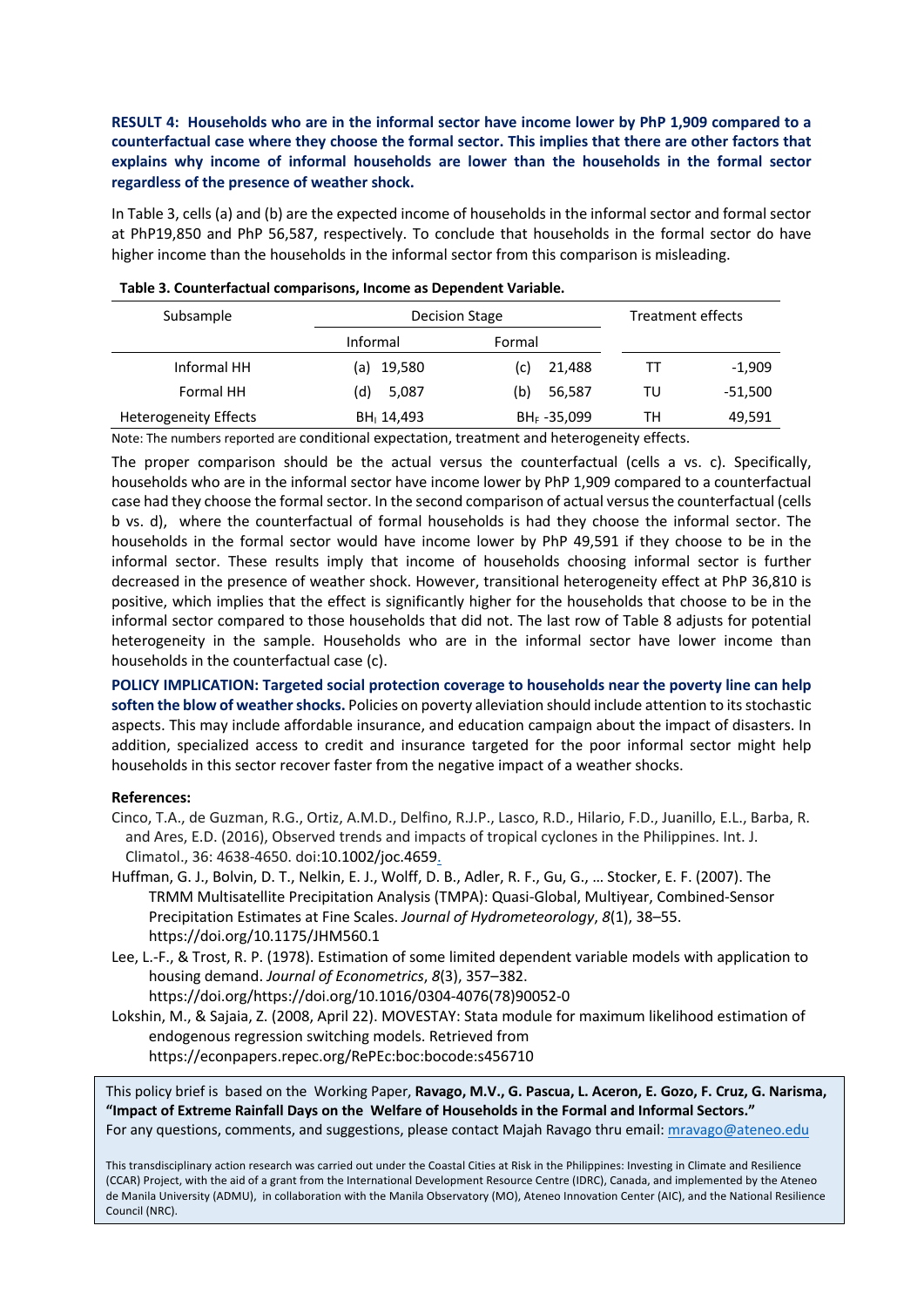**RESULT 4: Households who are in the informal sector have income lower by PhP 1,909 compared to a counterfactual case where they choose the formal sector. This implies that there are other factors that explains why income of informal households are lower than the households in the formal sector regardless of the presence of weather shock.**

In Table 3, cells (a) and (b) are the expected income of households in the informal sector and formal sector at PhP19,850 and PhP 56,587, respectively. To conclude that households in the formal sector do have higher income than the households in the informal sector from this comparison is misleading.

**Table 3. Counterfactual comparisons, Income as Dependent Variable.**

| Subsample | Decision Stage | | Treatment effects | |
|---|---|---|---|---|
| | Informal | Formal | | |
| Informal HH | (a) 19,580 | (c) 21,488 | TT | -1,909 |
| Formal HH | (d) 5,087 | (b) 56,587 | TU | -51,500 |
| Heterogeneity Effects | $BH_I$ 14,493 | $BH_F$ -35,099 | TH | 49,591 |

Note: The numbers reported are conditional expectation, treatment and heterogeneity effects.

The proper comparison should be the actual versus the counterfactual (cells a vs. c). Specifically, households who are in the informal sector have income lower by PhP 1,909 compared to a counterfactual case had they choose the formal sector. In the second comparison of actual versus the counterfactual (cells b vs. d), where the counterfactual of formal households is had they choose the informal sector. The households in the formal sector would have income lower by PhP 49,591 if they choose to be in the informal sector. These results imply that income of households choosing informal sector is further decreased in the presence of weather shock. However, transitional heterogeneity effect at PhP 36,810 is positive, which implies that the effect is significantly higher for the households that choose to be in the informal sector compared to those households that did not. The last row of Table 8 adjusts for potential heterogeneity in the sample. Households who are in the informal sector have lower income than households in the counterfactual case (c).

**POLICY IMPLICATION: Targeted social protection coverage to households near the poverty line can help soften the blow of weather shocks.** Policies on poverty alleviation should include attention to its stochastic aspects. This may include affordable insurance, and education campaign about the impact of disasters. In addition, specialized access to credit and insurance targeted for the poor informal sector might help households in this sector recover faster from the negative impact of a weather shocks.

**References:**

Cinco, T.A., de Guzman, R.G., Ortiz, A.M.D., Delfino, R.J.P., Lasco, R.D., Hilario, F.D., Juanillo, E.L., Barba, R. and Ares, E.D. (2016), Observed trends and impacts of tropical cyclones in the Philippines. Int. J. Climatol., 36: 4638-4650. doi:10.1002/joc.4659.

Huffman, G. J., Bolvin, D. T., Nelkin, E. J., Wolff, D. B., Adler, R. F., Gu, G., … Stocker, E. F. (2007). The TRMM Multisatellite Precipitation Analysis (TMPA): Quasi-Global, Multiyear, Combined-Sensor Precipitation Estimates at Fine Scales. *Journal of Hydrometeorology*, *8*(1), 38–55. https://doi.org/10.1175/JHM560.1

Lee, L.-F., & Trost, R. P. (1978). Estimation of some limited dependent variable models with application to housing demand. *Journal of Econometrics*, *8*(3), 357–382. https://doi.org/https://doi.org/10.1016/0304-4076(78)90052-0

Lokshin, M., & Sajaia, Z. (2008, April 22). MOVESTAY: Stata module for maximum likelihood estimation of endogenous regression switching models. Retrieved from https://econpapers.repec.org/RePEc:boc:bocode:s456710

This policy brief is based on the Working Paper, **Ravago, M.V., G. Pascua, L. Aceron, E. Gozo, F. Cruz, G. Narisma, "Impact of Extreme Rainfall Days on the Welfare of Households in the Formal and Informal Sectors."** For any questions, comments, and suggestions, please contact Majah Ravago thru email: mravago@ateneo.edu

This transdisciplinary action research was carried out under the Coastal Cities at Risk in the Philippines: Investing in Climate and Resilience (CCAR) Project, with the aid of a grant from the International Development Resource Centre (IDRC), Canada, and implemented by the Ateneo de Manila University (ADMU), in collaboration with the Manila Observatory (MO), Ateneo Innovation Center (AIC), and the National Resilience Council (NRC).